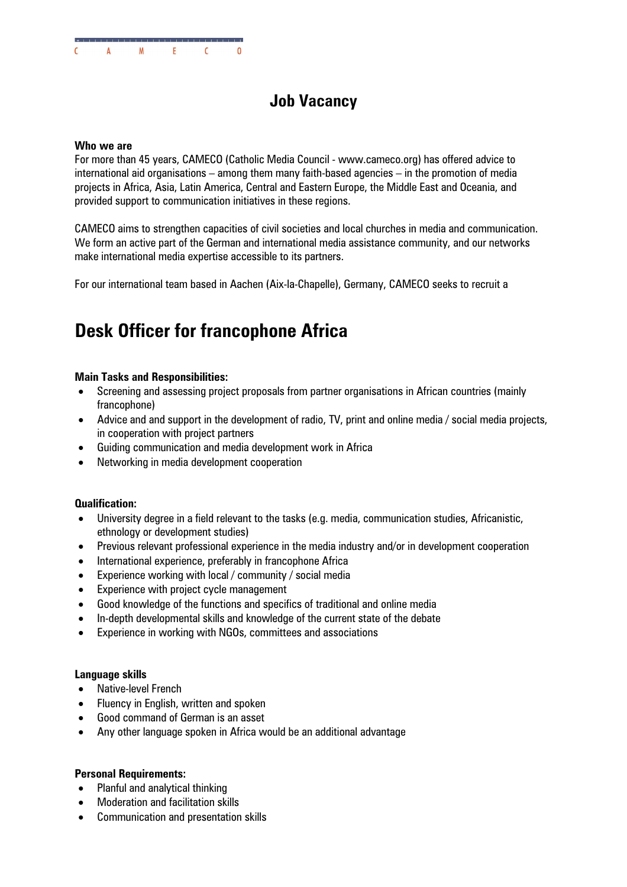C A M E C O

# Job Vacancy

**Who we are**

For more than 45 years, CAMECO (Catholic Media Council - www.cameco.org) has offered advice to international aid organisations – among them many faith-based agencies – in the promotion of media projects in Africa, Asia, Latin America, Central and Eastern Europe, the Middle East and Oceania, and provided support to communication initiatives in these regions.

CAMECO aims to strengthen capacities of civil societies and local churches in media and communication. We form an active part of the German and international media assistance community, and our networks make international media expertise accessible to its partners.

For our international team based in Aachen (Aix-la-Chapelle), Germany, CAMECO seeks to recruit a

## Desk Officer for francophone Africa

**Main Tasks and Responsibilities:**

- Screening and assessing project proposals from partner organisations in African countries (mainly francophone)
- Advice and and support in the development of radio, TV, print and online media / social media projects, in cooperation with project partners
- Guiding communication and media development work in Africa
- Networking in media development cooperation

**Qualification:**

- University degree in a field relevant to the tasks (e.g. media, communication studies, Africanistic, ethnology or development studies)
- Previous relevant professional experience in the media industry and/or in development cooperation
- International experience, preferably in francophone Africa
- Experience working with local / community / social media
- Experience with project cycle management
- Good knowledge of the functions and specifics of traditional and online media
- In-depth developmental skills and knowledge of the current state of the debate
- Experience in working with NGOs, committees and associations

**Language skills**

- Native-level French
- Fluency in English, written and spoken
- Good command of German is an asset
- Any other language spoken in Africa would be an additional advantage

**Personal Requirements:**

- Planful and analytical thinking
- Moderation and facilitation skills
- Communication and presentation skills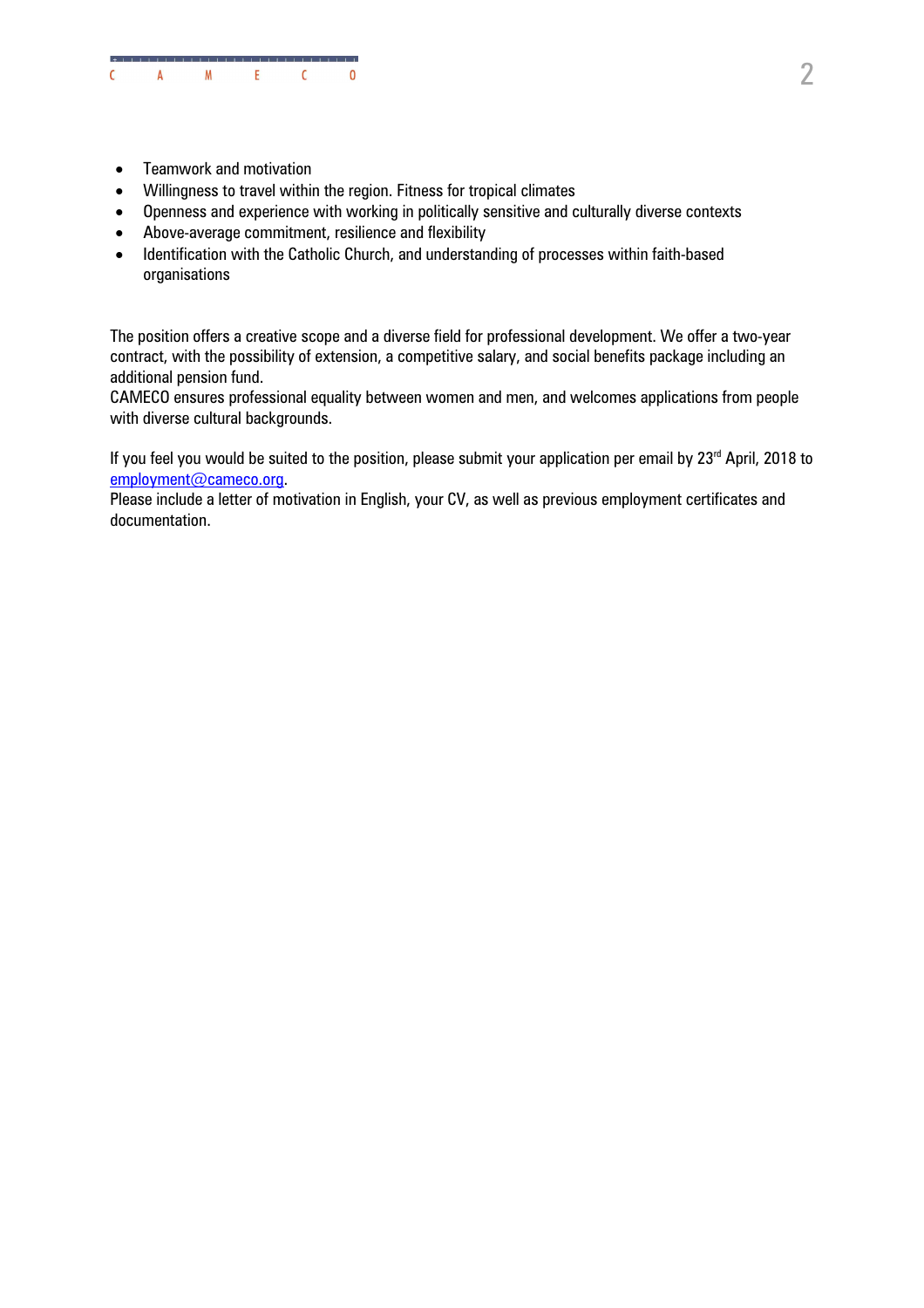- Teamwork and motivation
- Willingness to travel within the region. Fitness for tropical climates
- Openness and experience with working in politically sensitive and culturally diverse contexts
- Above-average commitment, resilience and flexibility
- Identification with the Catholic Church, and understanding of processes within faith-based organisations

The position offers a creative scope and a diverse field for professional development. We offer a two-year contract, with the possibility of extension, a competitive salary, and social benefits package including an additional pension fund.
CAMECO ensures professional equality between women and men, and welcomes applications from people with diverse cultural backgrounds.

If you feel you would be suited to the position, please submit your application per email by 23rd April, 2018 to employment@cameco.org.
Please include a letter of motivation in English, your CV, as well as previous employment certificates and documentation.